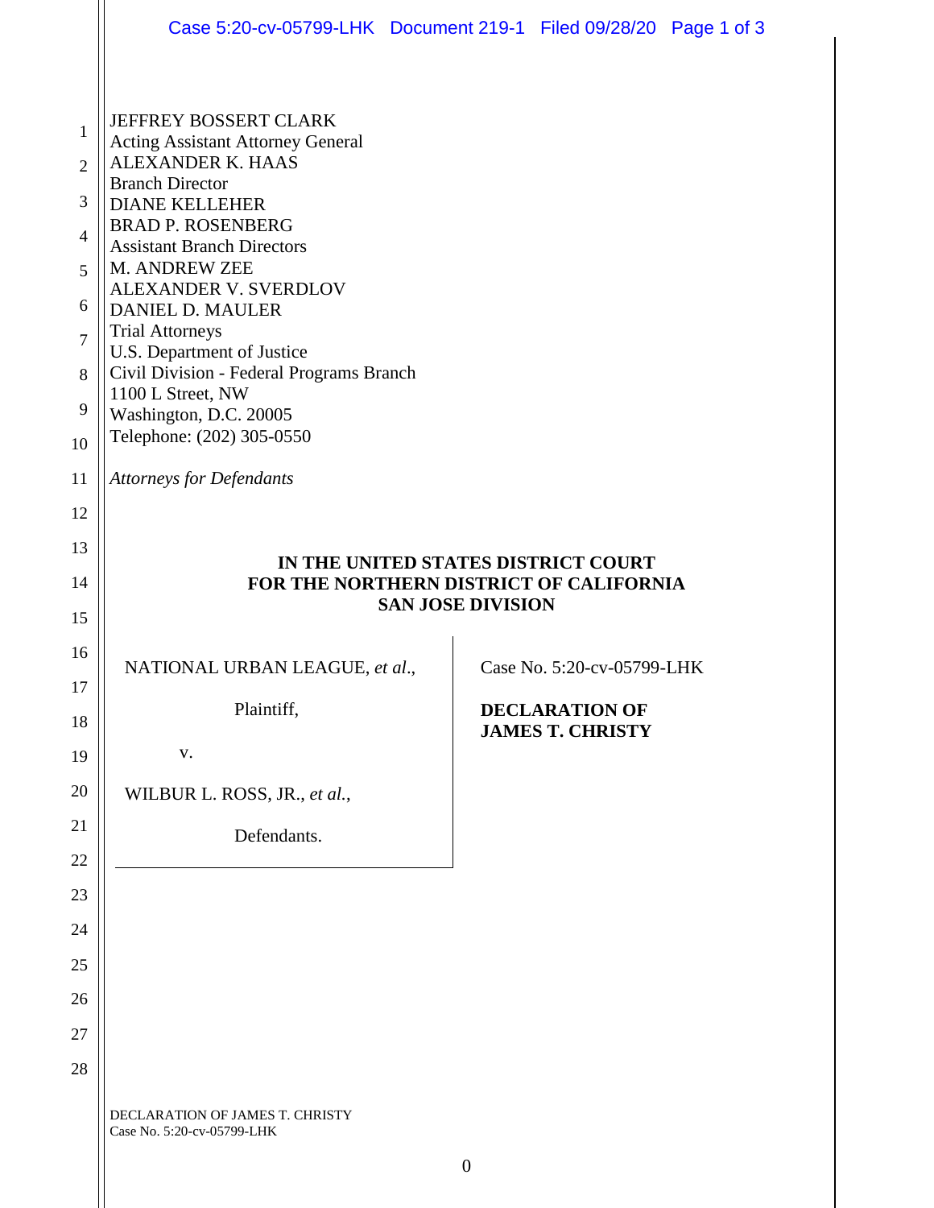JEFFREY BOSSERT CLARK
Acting Assistant Attorney General
ALEXANDER K. HAAS
Branch Director
DIANE KELLEHER
BRAD P. ROSENBERG
Assistant Branch Directors
M. ANDREW ZEE
ALEXANDER V. SVERDLOV
DANIEL D. MAULER
Trial Attorneys
U.S. Department of Justice
Civil Division - Federal Programs Branch
1100 L Street, NW
Washington, D.C. 20005
Telephone: (202) 305-0550

*Attorneys for Defendants*

**IN THE UNITED STATES DISTRICT COURT**
**FOR THE NORTHERN DISTRICT OF CALIFORNIA**
**SAN JOSE DIVISION**

| | |
|---|---|
| NATIONAL URBAN LEAGUE, *et al.*,<br><br>Plaintiff,<br><br>v.<br><br>WILBUR L. ROSS, JR., *et al.*,<br><br>Defendants. | Case No. 5:20-cv-05799-LHK<br><br>**DECLARATION OF JAMES T. CHRISTY** |

DECLARATION OF JAMES T. CHRISTY
Case No. 5:20-cv-05799-LHK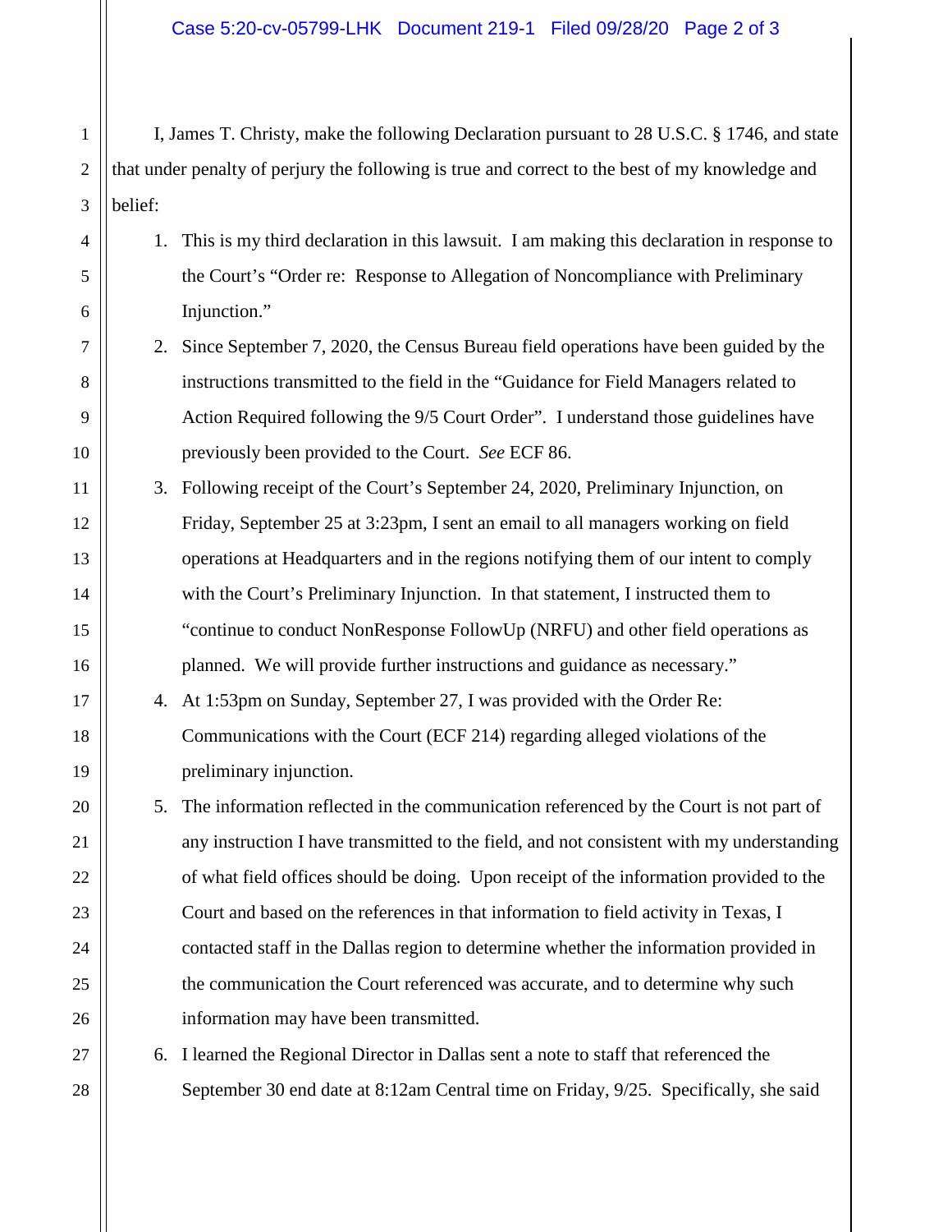I, James T. Christy, make the following Declaration pursuant to 28 U.S.C. § 1746, and state that under penalty of perjury the following is true and correct to the best of my knowledge and belief:

1. This is my third declaration in this lawsuit. I am making this declaration in response to the Court's "Order re: Response to Allegation of Noncompliance with Preliminary Injunction."
2. Since September 7, 2020, the Census Bureau field operations have been guided by the instructions transmitted to the field in the "Guidance for Field Managers related to Action Required following the 9/5 Court Order". I understand those guidelines have previously been provided to the Court. *See* ECF 86.
3. Following receipt of the Court's September 24, 2020, Preliminary Injunction, on Friday, September 25 at 3:23pm, I sent an email to all managers working on field operations at Headquarters and in the regions notifying them of our intent to comply with the Court's Preliminary Injunction. In that statement, I instructed them to "continue to conduct NonResponse FollowUp (NRFU) and other field operations as planned. We will provide further instructions and guidance as necessary."
4. At 1:53pm on Sunday, September 27, I was provided with the Order Re: Communications with the Court (ECF 214) regarding alleged violations of the preliminary injunction.
5. The information reflected in the communication referenced by the Court is not part of any instruction I have transmitted to the field, and not consistent with my understanding of what field offices should be doing. Upon receipt of the information provided to the Court and based on the references in that information to field activity in Texas, I contacted staff in the Dallas region to determine whether the information provided in the communication the Court referenced was accurate, and to determine why such information may have been transmitted.
6. I learned the Regional Director in Dallas sent a note to staff that referenced the September 30 end date at 8:12am Central time on Friday, 9/25. Specifically, she said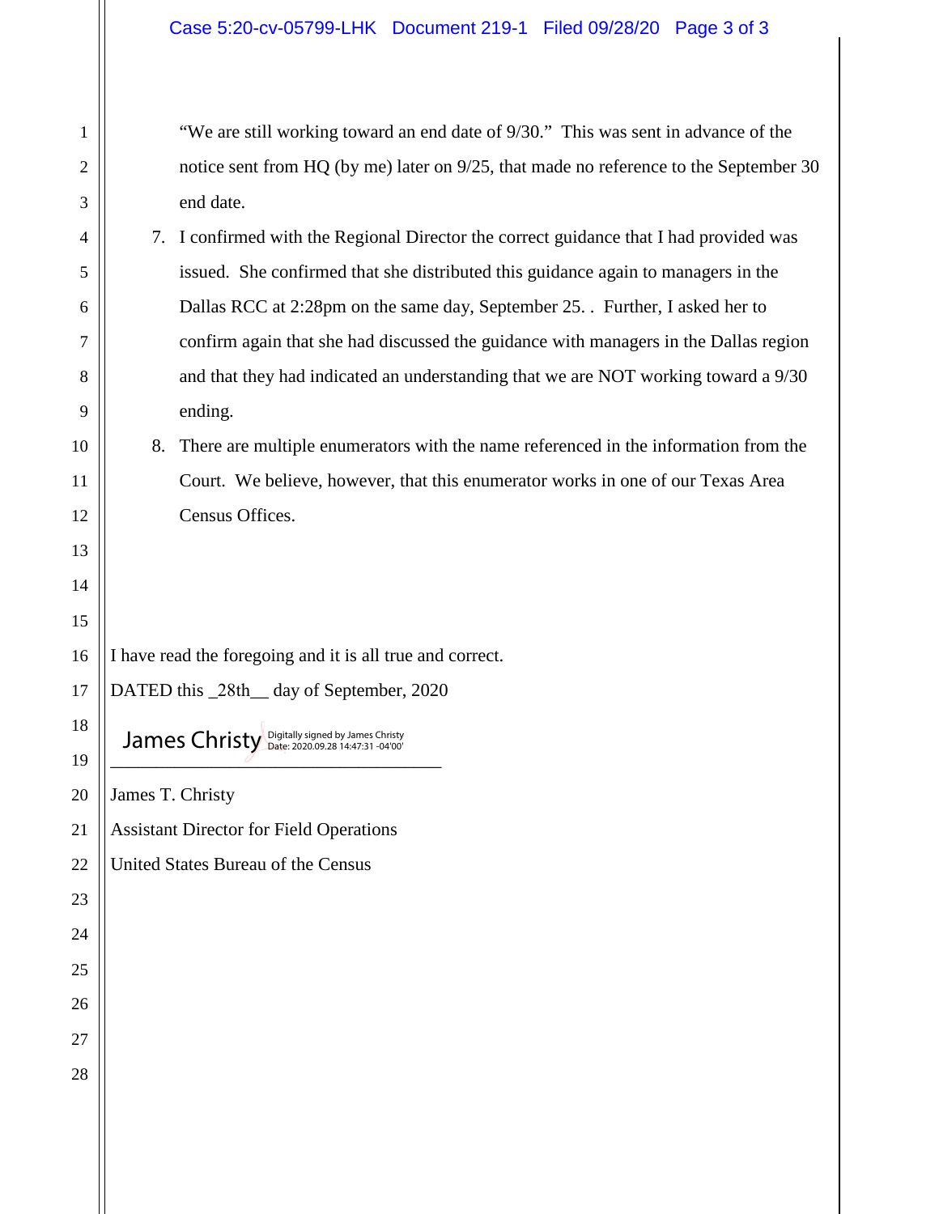"We are still working toward an end date of 9/30." This was sent in advance of the notice sent from HQ (by me) later on 9/25, that made no reference to the September 30 end date.

7. I confirmed with the Regional Director the correct guidance that I had provided was issued. She confirmed that she distributed this guidance again to managers in the Dallas RCC at 2:28pm on the same day, September 25. . Further, I asked her to confirm again that she had discussed the guidance with managers in the Dallas region and that they had indicated an understanding that we are NOT working toward a 9/30 ending.

8. There are multiple enumerators with the name referenced in the information from the Court. We believe, however, that this enumerator works in one of our Texas Area Census Offices.

I have read the foregoing and it is all true and correct.

DATED this _28th__ day of September, 2020

James Christy Digitally signed by James Christy Date: 2020.09.28 14:47:31 -04'00'

___________________________________

James T. Christy

Assistant Director for Field Operations

United States Bureau of the Census